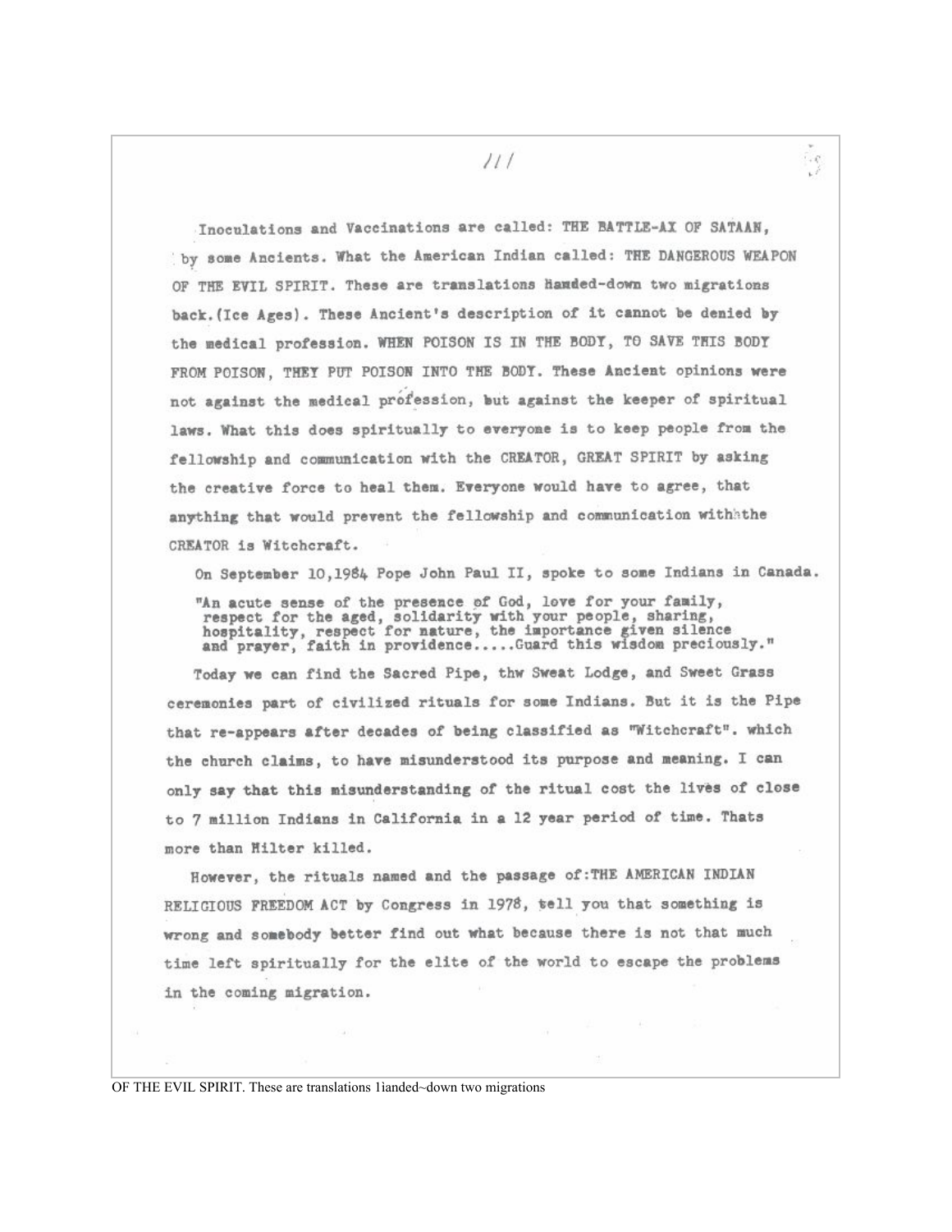Inoculations and Vaccinations are called: THE BATTLE-AX OF SATAAN, by some Ancients. What the American Indian called: THE DANGEROUS WEAPON OF THE EVIL SPIRIT. These are translations handed-down two migrations back.(Ice Ages). These Ancient's description of it cannot be denied by the medical profession. WHEN POISON IS IN THE BODY, TO SAVE THIS BODY FROM POISON, THEY PUT POISON INTO THE BODY. These Ancient opinions were not against the medical profession, but against the keeper of spiritual laws. What this does spiritually to everyone is to keep people from the fellowship and communication with the CREATOR, GREAT SPIRIT by asking the creative force to heal them. Everyone would have to agree, that anything that would prevent the fellowship and communication with the CREATOR is Witchcraft.

On September 10,1984 Pope John Paul II, spoke to some Indians in Canada.

"An acute sense of the presence of God, love for your family, respect for the aged, solidarity with your people, sharing, hospitality, respect for nature, the importance given silence and prayer, faith in providence.....Guard this wisdom preciously."

Today we can find the Sacred Pipe, thw Sweat Lodge, and Sweet Grass ceremonies part of civilized rituals for some Indians. But it is the Pipe that re-appears after decades of being classified as "Witchcraft". which the church claims, to have misunderstood its purpose and meaning. I can only say that this misunderstanding of the ritual cost the lives of close to 7 million Indians in California in a 12 year period of time. Thats more than Hilter killed.

However, the rituals named and the passage of:THE AMERICAN INDIAN RELIGIOUS FREEDOM ACT by Congress in 1978, tell you that something is wrong and somebody better find out what because there is not that much time left spiritually for the elite of the world to escape the problems in the coming migration.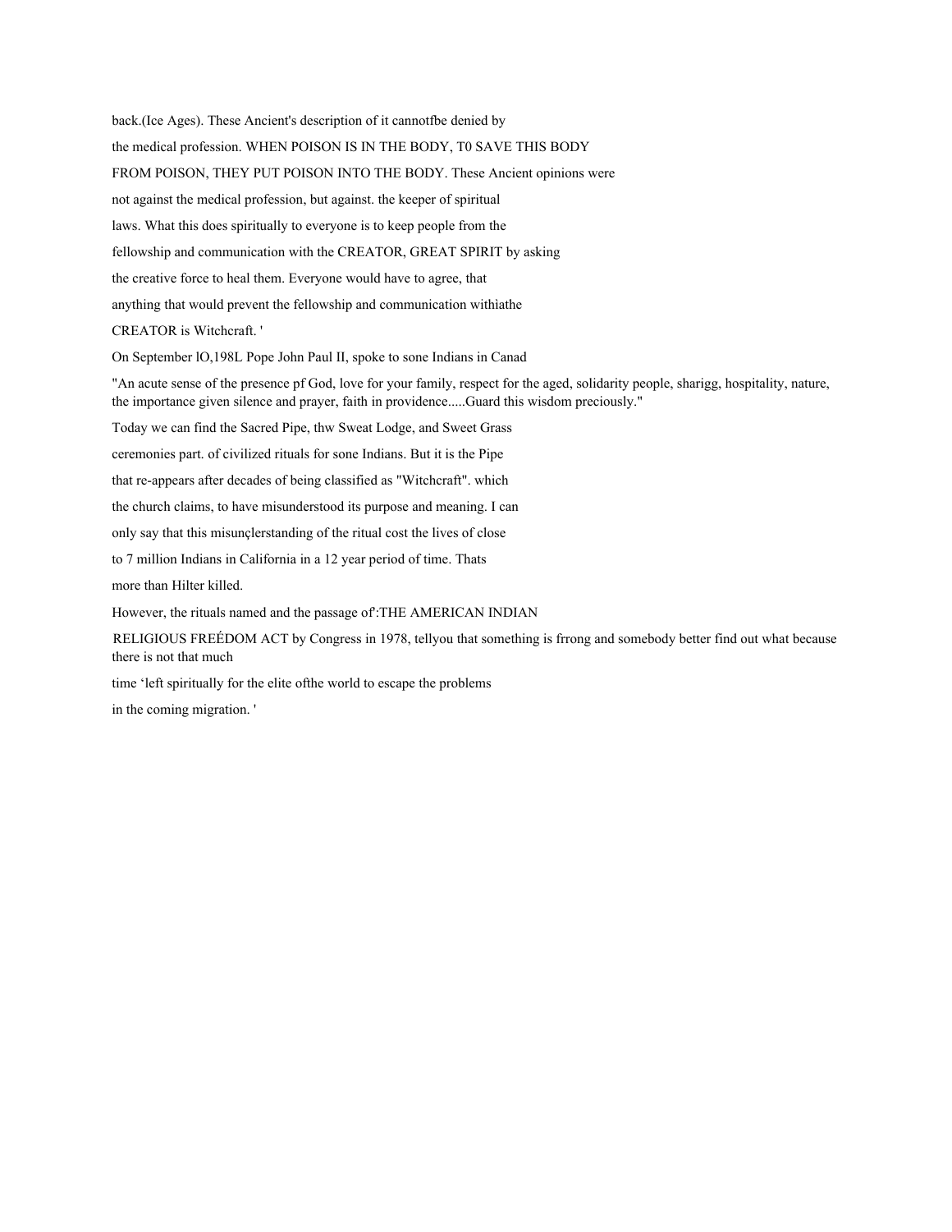back.(Ice Ages). These Ancient's description of it cannotfbe denied by the medical profession. WHEN POISON IS IN THE BODY, T0 SAVE THIS BODY FROM POISON, THEY PUT POISON INTO THE BODY. These Ancient opinions were not against the medical profession, but against. the keeper of spiritual laws. What this does spiritually to everyone is to keep people from the fellowship and communication with the CREATOR, GREAT SPIRIT by asking the creative force to heal them. Everyone would have to agree, that anything that would prevent the fellowship and communication withiathe CREATOR is Witchcraft. '

On September lO,198L Pope John Paul II, spoke to sone Indians in Canad

"An acute sense of the presence pf God, love for your family, respect for the aged, solidarity people, sharigg, hospitality, nature, the importance given silence and prayer, faith in providence.....Guard this wisdom preciously."

Today we can find the Sacred Pipe, thw Sweat Lodge, and Sweet Grass ceremonies part. of civilized rituals for sone Indians. But it is the Pipe that re-appears after decades of being classified as "Witchcraft". which the church claims, to have misunderstood its purpose and meaning. I can only say that this misunçlerstanding of the ritual cost the lives of close to 7 million Indians in California in a 12 year period of time. Thats more than Hilter killed.

However, the rituals named and the passage of':THE AMERICAN INDIAN RELIGIOUS FREÉDOM ACT by Congress in 1978, tellyou that something is frrong and somebody better find out what because there is not that much time ‘left spiritually for the elite ofthe world to escape the problems in the coming migration. '